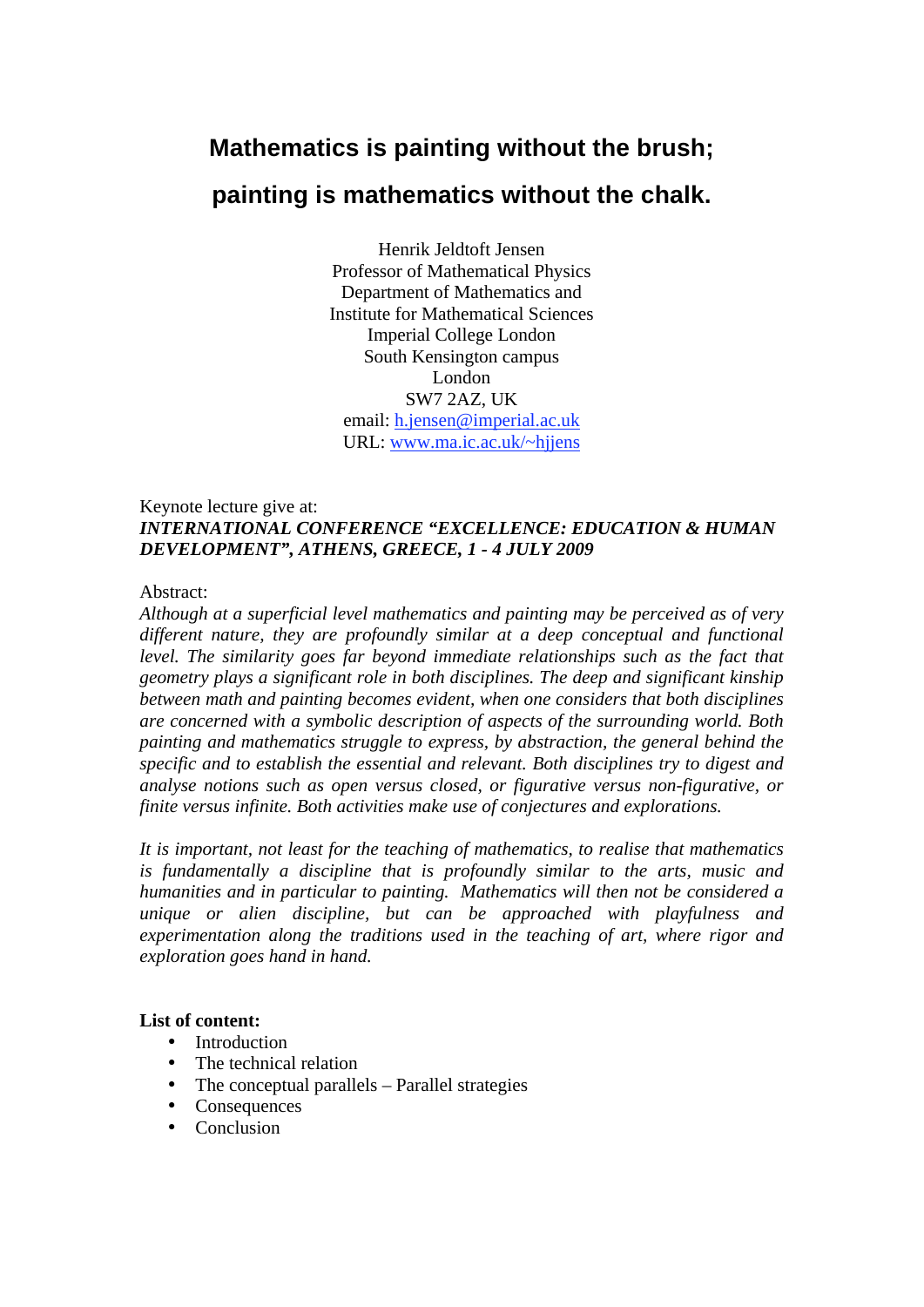# Mathematics is painting without the brush;

# painting is mathematics without the chalk.

Henrik Jeldtoft Jensen
Professor of Mathematical Physics
Department of Mathematics and
Institute for Mathematical Sciences
Imperial College London
South Kensington campus
London
SW7 2AZ, UK
email: h.jensen@imperial.ac.uk
URL: www.ma.ic.ac.uk/~hjjens

Keynote lecture give at:
***INTERNATIONAL CONFERENCE "EXCELLENCE: EDUCATION & HUMAN DEVELOPMENT", ATHENS, GREECE, 1 - 4 JULY 2009***

Abstract:
*Although at a superficial level mathematics and painting may be perceived as of very different nature, they are profoundly similar at a deep conceptual and functional level. The similarity goes far beyond immediate relationships such as the fact that geometry plays a significant role in both disciplines. The deep and significant kinship between math and painting becomes evident, when one considers that both disciplines are concerned with a symbolic description of aspects of the surrounding world. Both painting and mathematics struggle to express, by abstraction, the general behind the specific and to establish the essential and relevant. Both disciplines try to digest and analyse notions such as open versus closed, or figurative versus non-figurative, or finite versus infinite. Both activities make use of conjectures and explorations.*

*It is important, not least for the teaching of mathematics, to realise that mathematics is fundamentally a discipline that is profoundly similar to the arts, music and humanities and in particular to painting. Mathematics will then not be considered a unique or alien discipline, but can be approached with playfulness and experimentation along the traditions used in the teaching of art, where rigor and exploration goes hand in hand.*

**List of content:**

- Introduction
- The technical relation
- The conceptual parallels – Parallel strategies
- Consequences
- Conclusion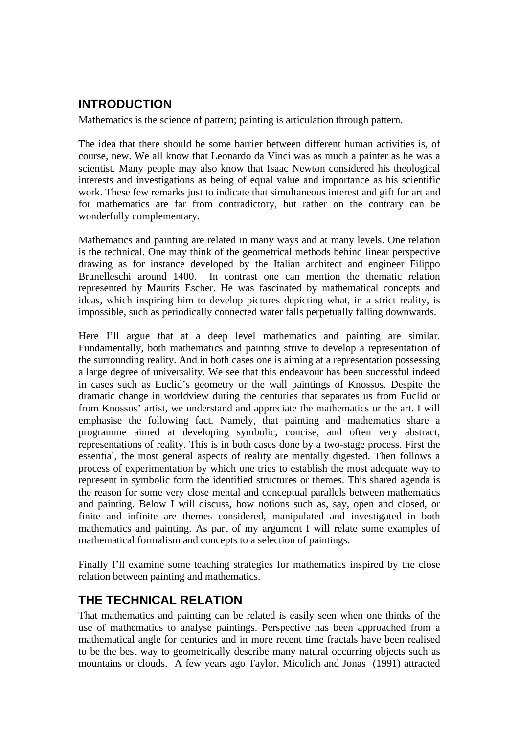## INTRODUCTION

Mathematics is the science of pattern; painting is articulation through pattern.

The idea that there should be some barrier between different human activities is, of course, new. We all know that Leonardo da Vinci was as much a painter as he was a scientist. Many people may also know that Isaac Newton considered his theological interests and investigations as being of equal value and importance as his scientific work. These few remarks just to indicate that simultaneous interest and gift for art and for mathematics are far from contradictory, but rather on the contrary can be wonderfully complementary.

Mathematics and painting are related in many ways and at many levels. One relation is the technical. One may think of the geometrical methods behind linear perspective drawing as for instance developed by the Italian architect and engineer Filippo Brunelleschi around 1400. In contrast one can mention the thematic relation represented by Maurits Escher. He was fascinated by mathematical concepts and ideas, which inspiring him to develop pictures depicting what, in a strict reality, is impossible, such as periodically connected water falls perpetually falling downwards.

Here I'll argue that at a deep level mathematics and painting are similar. Fundamentally, both mathematics and painting strive to develop a representation of the surrounding reality. And in both cases one is aiming at a representation possessing a large degree of universality. We see that this endeavour has been successful indeed in cases such as Euclid's geometry or the wall paintings of Knossos. Despite the dramatic change in worldview during the centuries that separates us from Euclid or from Knossos' artist, we understand and appreciate the mathematics or the art. I will emphasise the following fact. Namely, that painting and mathematics share a programme aimed at developing symbolic, concise, and often very abstract, representations of reality. This is in both cases done by a two-stage process. First the essential, the most general aspects of reality are mentally digested. Then follows a process of experimentation by which one tries to establish the most adequate way to represent in symbolic form the identified structures or themes. This shared agenda is the reason for some very close mental and conceptual parallels between mathematics and painting. Below I will discuss, how notions such as, say, open and closed, or finite and infinite are themes considered, manipulated and investigated in both mathematics and painting. As part of my argument I will relate some examples of mathematical formalism and concepts to a selection of paintings.

Finally I'll examine some teaching strategies for mathematics inspired by the close relation between painting and mathematics.

## THE TECHNICAL RELATION

That mathematics and painting can be related is easily seen when one thinks of the use of mathematics to analyse paintings. Perspective has been approached from a mathematical angle for centuries and in more recent time fractals have been realised to be the best way to geometrically describe many natural occurring objects such as mountains or clouds. A few years ago Taylor, Micolich and Jonas (1991) attracted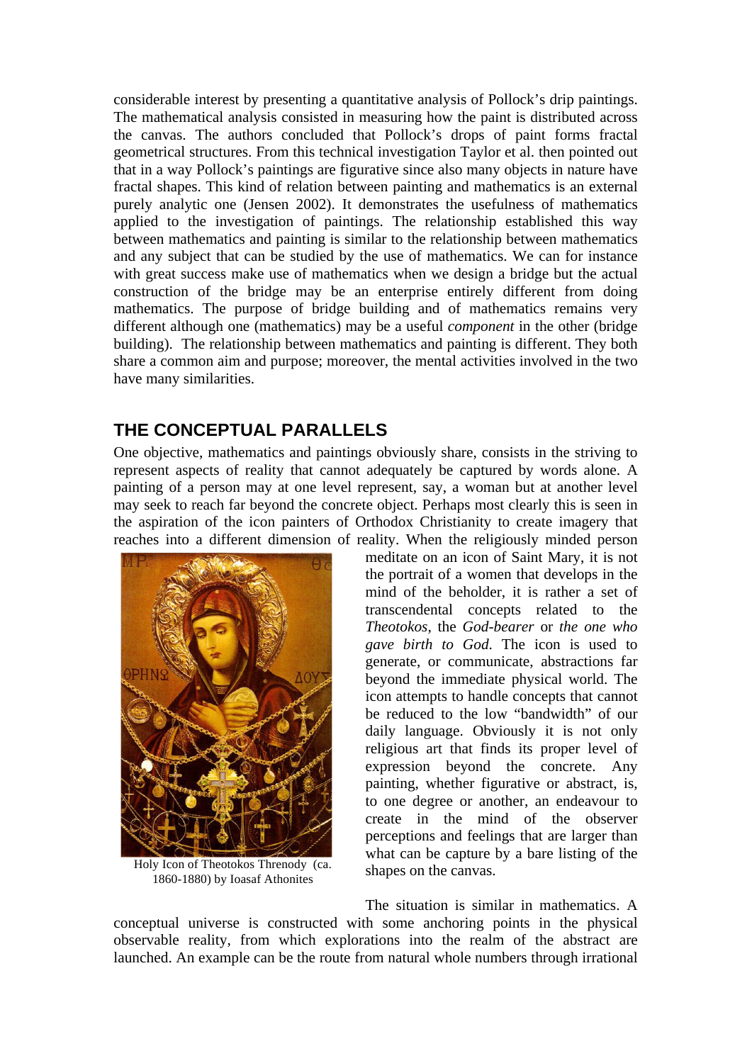considerable interest by presenting a quantitative analysis of Pollock's drip paintings. The mathematical analysis consisted in measuring how the paint is distributed across the canvas. The authors concluded that Pollock's drops of paint forms fractal geometrical structures. From this technical investigation Taylor et al. then pointed out that in a way Pollock's paintings are figurative since also many objects in nature have fractal shapes. This kind of relation between painting and mathematics is an external purely analytic one (Jensen 2002). It demonstrates the usefulness of mathematics applied to the investigation of paintings. The relationship established this way between mathematics and painting is similar to the relationship between mathematics and any subject that can be studied by the use of mathematics. We can for instance with great success make use of mathematics when we design a bridge but the actual construction of the bridge may be an enterprise entirely different from doing mathematics. The purpose of bridge building and of mathematics remains very different although one (mathematics) may be a useful *component* in the other (bridge building). The relationship between mathematics and painting is different. They both share a common aim and purpose; moreover, the mental activities involved in the two have many similarities.

## THE CONCEPTUAL PARALLELS

One objective, mathematics and paintings obviously share, consists in the striving to represent aspects of reality that cannot adequately be captured by words alone. A painting of a person may at one level represent, say, a woman but at another level may seek to reach far beyond the concrete object. Perhaps most clearly this is seen in the aspiration of the icon painters of Orthodox Christianity to create imagery that reaches into a different dimension of reality. When the religiously minded person meditate on an icon of Saint Mary, it is not the portrait of a women that develops in the mind of the beholder, it is rather a set of transcendental concepts related to the *Theotokos*, the *God-bearer* or *the one who gave birth to God.* The icon is used to generate, or communicate, abstractions far beyond the immediate physical world. The icon attempts to handle concepts that cannot be reduced to the low "bandwidth" of our daily language. Obviously it is not only religious art that finds its proper level of expression beyond the concrete. Any painting, whether figurative or abstract, is, to one degree or another, an endeavour to create in the mind of the observer perceptions and feelings that are larger than what can be capture by a bare listing of the shapes on the canvas.

Holy Icon of Theotokos Threnody (ca. 1860-1880) by Ioasaf Athonites

The situation is similar in mathematics. A conceptual universe is constructed with some anchoring points in the physical observable reality, from which explorations into the realm of the abstract are launched. An example can be the route from natural whole numbers through irrational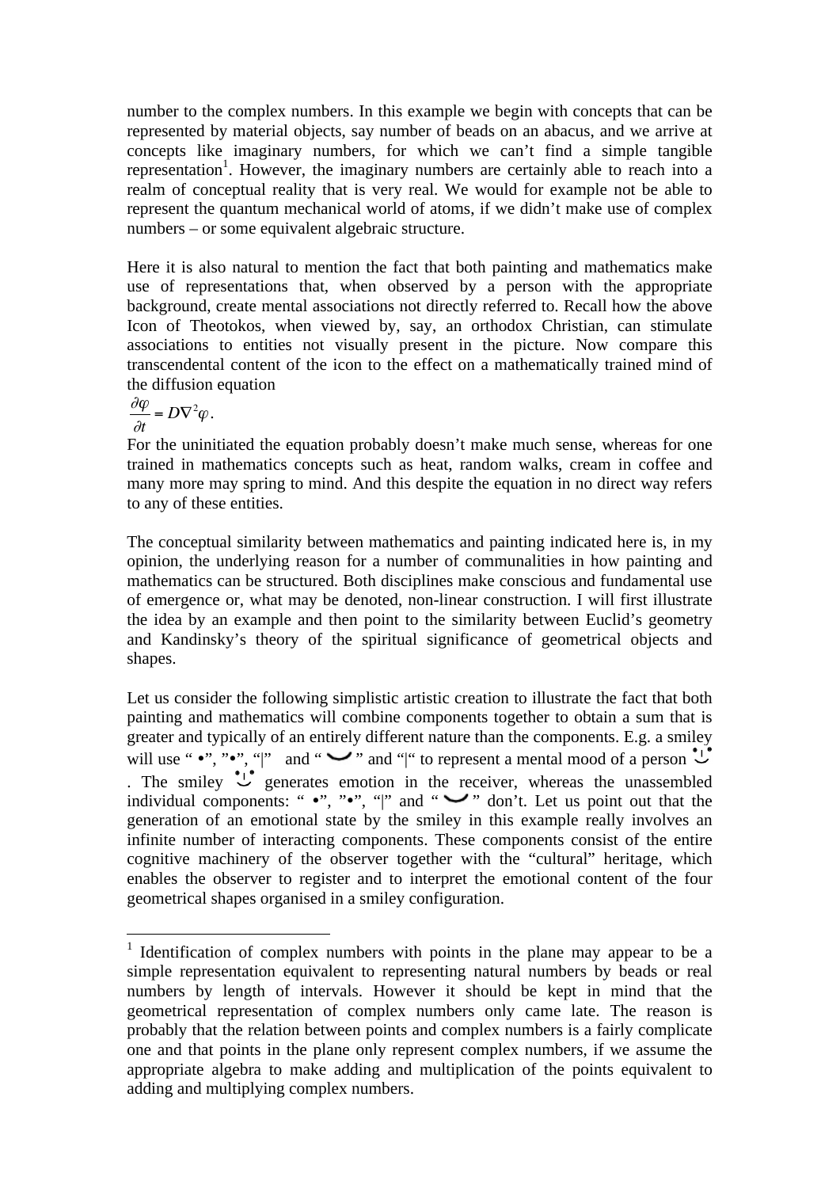number to the complex numbers. In this example we begin with concepts that can be represented by material objects, say number of beads on an abacus, and we arrive at concepts like imaginary numbers, for which we can't find a simple tangible representation[1]. However, the imaginary numbers are certainly able to reach into a realm of conceptual reality that is very real. We would for example not be able to represent the quantum mechanical world of atoms, if we didn't make use of complex numbers – or some equivalent algebraic structure.

Here it is also natural to mention the fact that both painting and mathematics make use of representations that, when observed by a person with the appropriate background, create mental associations not directly referred to. Recall how the above Icon of Theotokos, when viewed by, say, an orthodox Christian, can stimulate associations to entities not visually present in the picture. Now compare this transcendental content of the icon to the effect on a mathematically trained mind of the diffusion equation

$$\frac{\partial \varphi}{\partial t} = D\nabla^2 \varphi .$$

For the uninitiated the equation probably doesn't make much sense, whereas for one trained in mathematics concepts such as heat, random walks, cream in coffee and many more may spring to mind. And this despite the equation in no direct way refers to any of these entities.

The conceptual similarity between mathematics and painting indicated here is, in my opinion, the underlying reason for a number of communalities in how painting and mathematics can be structured. Both disciplines make conscious and fundamental use of emergence or, what may be denoted, non-linear construction. I will first illustrate the idea by an example and then point to the similarity between Euclid's geometry and Kandinsky's theory of the spiritual significance of geometrical objects and shapes.

Let us consider the following simplistic artistic creation to illustrate the fact that both painting and mathematics will combine components together to obtain a sum that is greater and typically of an entirely different nature than the components. E.g. a smiley will use " •", "•", "|" and " ◡ " and "|" to represent a mental mood of a person •¦• ◡ . The smiley •¦• ◡ generates emotion in the receiver, whereas the unassembled individual components: " •", "•", "|" and " ◡ " don't. Let us point out that the generation of an emotional state by the smiley in this example really involves an infinite number of interacting components. These components consist of the entire cognitive machinery of the observer together with the "cultural" heritage, which enables the observer to register and to interpret the emotional content of the four geometrical shapes organised in a smiley configuration.

---

[1] Identification of complex numbers with points in the plane may appear to be a simple representation equivalent to representing natural numbers by beads or real numbers by length of intervals. However it should be kept in mind that the geometrical representation of complex numbers only came late. The reason is probably that the relation between points and complex numbers is a fairly complicate one and that points in the plane only represent complex numbers, if we assume the appropriate algebra to make adding and multiplication of the points equivalent to adding and multiplying complex numbers.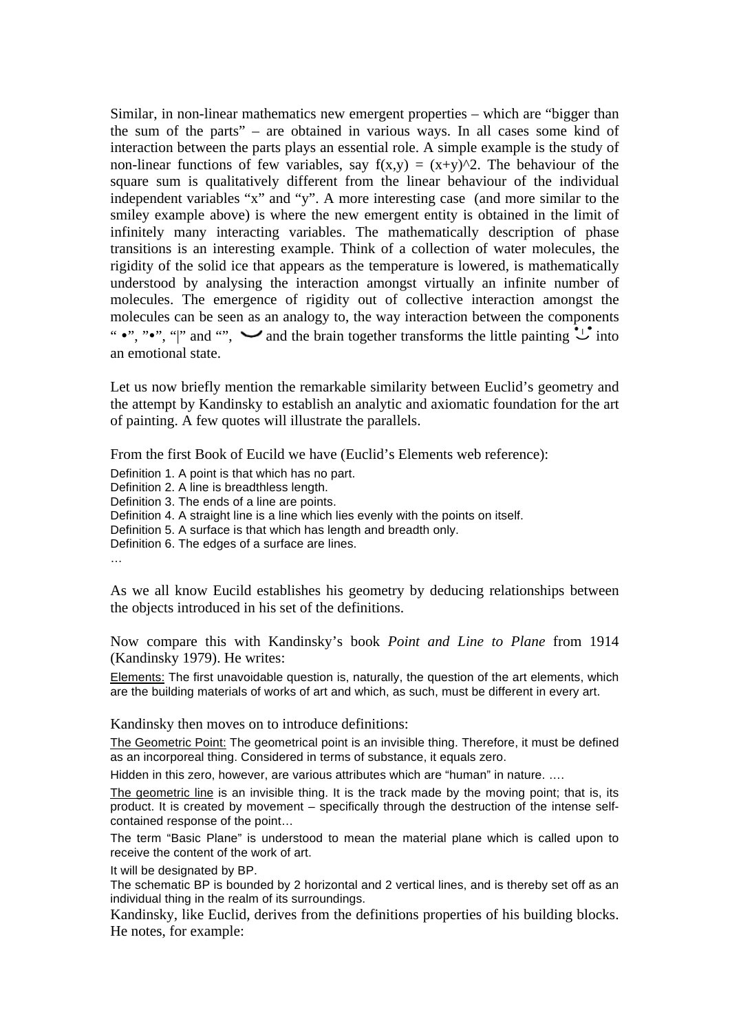Similar, in non-linear mathematics new emergent properties – which are "bigger than the sum of the parts" – are obtained in various ways. In all cases some kind of interaction between the parts plays an essential role. A simple example is the study of non-linear functions of few variables, say $f(x,y) = (x+y)^2$. The behaviour of the square sum is qualitatively different from the linear behaviour of the individual independent variables "x" and "y". A more interesting case (and more similar to the smiley example above) is where the new emergent entity is obtained in the limit of infinitely many interacting variables. The mathematically description of phase transitions is an interesting example. Think of a collection of water molecules, the rigidity of the solid ice that appears as the temperature is lowered, is mathematically understood by analysing the interaction amongst virtually an infinite number of molecules. The emergence of rigidity out of collective interaction amongst the molecules can be seen as an analogy to, the way interaction between the components " •", "•", "|" and "", ‿ and the brain together transforms the little painting •׀• ‿ into an emotional state.

Let us now briefly mention the remarkable similarity between Euclid's geometry and the attempt by Kandinsky to establish an analytic and axiomatic foundation for the art of painting. A few quotes will illustrate the parallels.

From the first Book of Eucild we have (Euclid's Elements web reference):

Definition 1. A point is that which has no part.
Definition 2. A line is breadthless length.
Definition 3. The ends of a line are points.
Definition 4. A straight line is a line which lies evenly with the points on itself.
Definition 5. A surface is that which has length and breadth only.
Definition 6. The edges of a surface are lines.
…

As we all know Eucild establishes his geometry by deducing relationships between the objects introduced in his set of the definitions.

Now compare this with Kandinsky's book *Point and Line to Plane* from 1914 (Kandinsky 1979). He writes:

Elements: The first unavoidable question is, naturally, the question of the art elements, which are the building materials of works of art and which, as such, must be different in every art.

Kandinsky then moves on to introduce definitions:

The Geometric Point: The geometrical point is an invisible thing. Therefore, it must be defined as an incorporeal thing. Considered in terms of substance, it equals zero.

Hidden in this zero, however, are various attributes which are "human" in nature. ….

The geometric line is an invisible thing. It is the track made by the moving point; that is, its product. It is created by movement – specifically through the destruction of the intense self-contained response of the point…

The term "Basic Plane" is understood to mean the material plane which is called upon to receive the content of the work of art.

It will be designated by BP.
The schematic BP is bounded by 2 horizontal and 2 vertical lines, and is thereby set off as an individual thing in the realm of its surroundings.

Kandinsky, like Euclid, derives from the definitions properties of his building blocks. He notes, for example: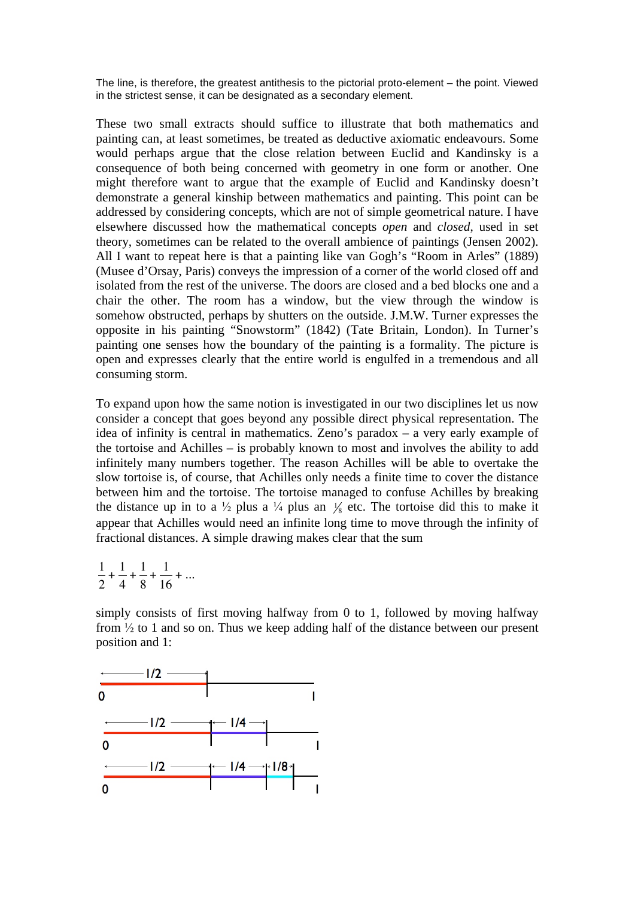The line, is therefore, the greatest antithesis to the pictorial proto-element – the point. Viewed in the strictest sense, it can be designated as a secondary element.

These two small extracts should suffice to illustrate that both mathematics and painting can, at least sometimes, be treated as deductive axiomatic endeavours. Some would perhaps argue that the close relation between Euclid and Kandinsky is a consequence of both being concerned with geometry in one form or another. One might therefore want to argue that the example of Euclid and Kandinsky doesn't demonstrate a general kinship between mathematics and painting. This point can be addressed by considering concepts, which are not of simple geometrical nature. I have elsewhere discussed how the mathematical concepts *open* and *closed*, used in set theory, sometimes can be related to the overall ambience of paintings (Jensen 2002). All I want to repeat here is that a painting like van Gogh's "Room in Arles" (1889) (Musee d'Orsay, Paris) conveys the impression of a corner of the world closed off and isolated from the rest of the universe. The doors are closed and a bed blocks one and a chair the other. The room has a window, but the view through the window is somehow obstructed, perhaps by shutters on the outside. J.M.W. Turner expresses the opposite in his painting "Snowstorm" (1842) (Tate Britain, London). In Turner's painting one senses how the boundary of the painting is a formality. The picture is open and expresses clearly that the entire world is engulfed in a tremendous and all consuming storm.

To expand upon how the same notion is investigated in our two disciplines let us now consider a concept that goes beyond any possible direct physical representation. The idea of infinity is central in mathematics. Zeno's paradox – a very early example of the tortoise and Achilles – is probably known to most and involves the ability to add infinitely many numbers together. The reason Achilles will be able to overtake the slow tortoise is, of course, that Achilles only needs a finite time to cover the distance between him and the tortoise. The tortoise managed to confuse Achilles by breaking the distance up in to a ½ plus a ¼ plus an ⅛ etc. The tortoise did this to make it appear that Achilles would need an infinite long time to move through the infinity of fractional distances. A simple drawing makes clear that the sum

$$\frac{1}{2}+\frac{1}{4}+\frac{1}{8}+\frac{1}{16}+\ldots$$

simply consists of first moving halfway from 0 to 1, followed by moving halfway from ½ to 1 and so on. Thus we keep adding half of the distance between our present position and 1: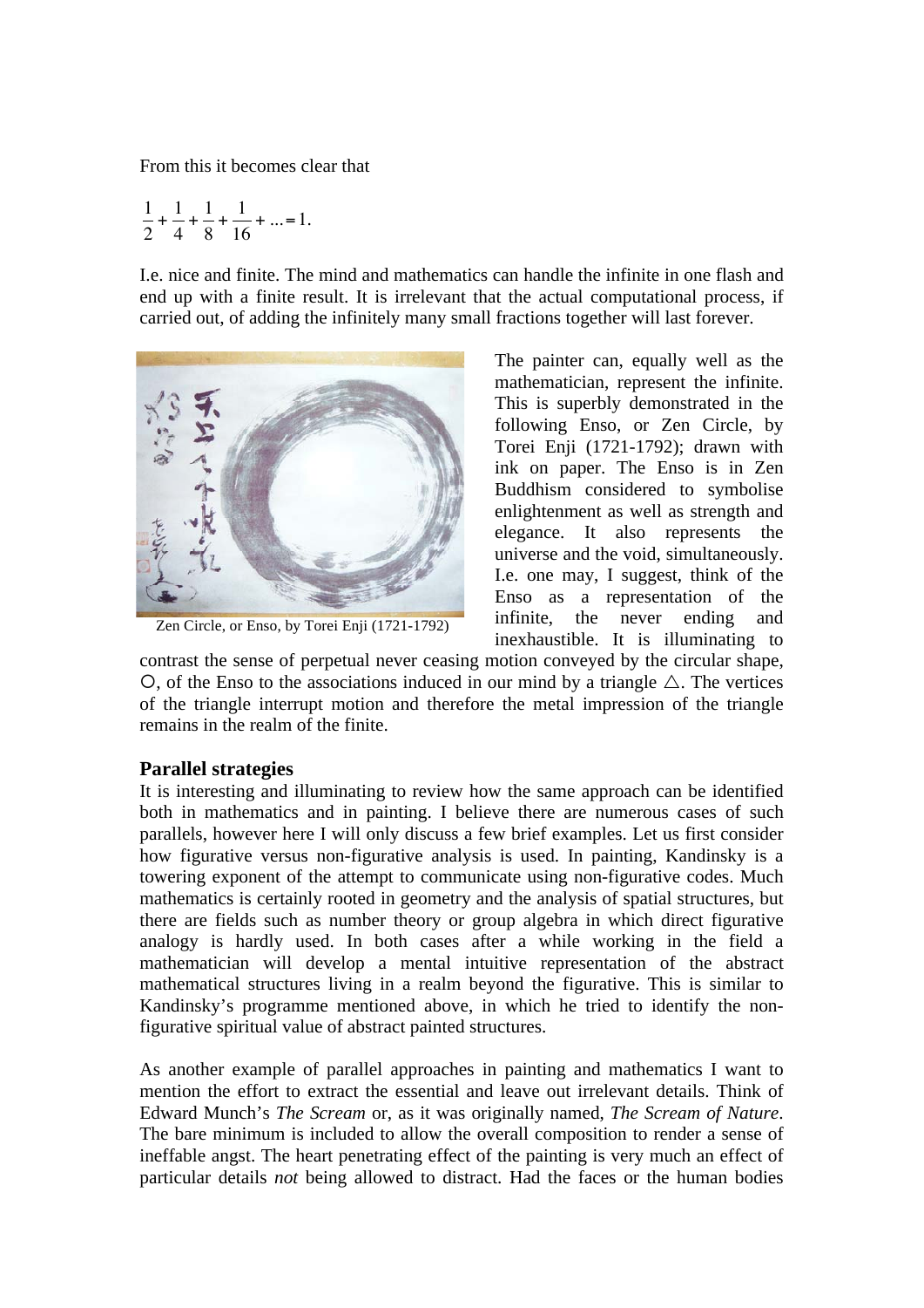From this it becomes clear that

$$\frac{1}{2}+\frac{1}{4}+\frac{1}{8}+\frac{1}{16}+...=1.$$

I.e. nice and finite. The mind and mathematics can handle the infinite in one flash and end up with a finite result. It is irrelevant that the actual computational process, if carried out, of adding the infinitely many small fractions together will last forever.

Zen Circle, or Enso, by Torei Enji (1721-1792)

The painter can, equally well as the mathematician, represent the infinite. This is superbly demonstrated in the following Enso, or Zen Circle, by Torei Enji (1721-1792); drawn with ink on paper. The Enso is in Zen Buddhism considered to symbolise enlightenment as well as strength and elegance. It also represents the universe and the void, simultaneously. I.e. one may, I suggest, think of the Enso as a representation of the infinite, the never ending and inexhaustible. It is illuminating to contrast the sense of perpetual never ceasing motion conveyed by the circular shape, ○, of the Enso to the associations induced in our mind by a triangle △. The vertices of the triangle interrupt motion and therefore the metal impression of the triangle remains in the realm of the finite.

## Parallel strategies

It is interesting and illuminating to review how the same approach can be identified both in mathematics and in painting. I believe there are numerous cases of such parallels, however here I will only discuss a few brief examples. Let us first consider how figurative versus non-figurative analysis is used. In painting, Kandinsky is a towering exponent of the attempt to communicate using non-figurative codes. Much mathematics is certainly rooted in geometry and the analysis of spatial structures, but there are fields such as number theory or group algebra in which direct figurative analogy is hardly used. In both cases after a while working in the field a mathematician will develop a mental intuitive representation of the abstract mathematical structures living in a realm beyond the figurative. This is similar to Kandinsky's programme mentioned above, in which he tried to identify the non-figurative spiritual value of abstract painted structures.

As another example of parallel approaches in painting and mathematics I want to mention the effort to extract the essential and leave out irrelevant details. Think of Edward Munch's *The Scream* or, as it was originally named, *The Scream of Nature*. The bare minimum is included to allow the overall composition to render a sense of ineffable angst. The heart penetrating effect of the painting is very much an effect of particular details *not* being allowed to distract. Had the faces or the human bodies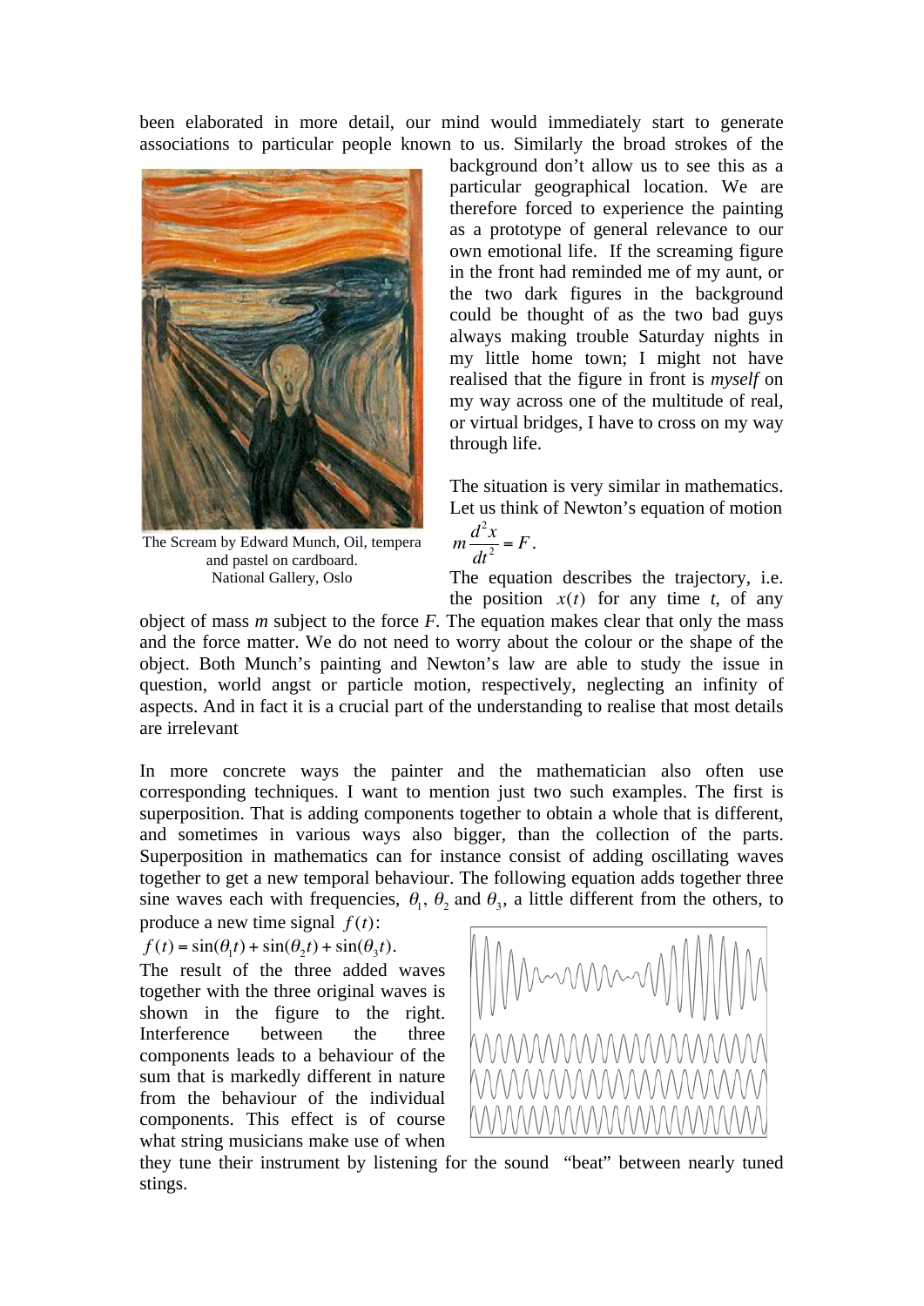been elaborated in more detail, our mind would immediately start to generate associations to particular people known to us. Similarly the broad strokes of the background don't allow us to see this as a particular geographical location. We are therefore forced to experience the painting as a prototype of general relevance to our own emotional life. If the screaming figure in the front had reminded me of my aunt, or the two dark figures in the background could be thought of as the two bad guys always making trouble Saturday nights in my little home town; I might not have realised that the figure in front is *myself* on my way across one of the multitude of real, or virtual bridges, I have to cross on my way through life.

The Scream by Edward Munch, Oil, tempera and pastel on cardboard.
National Gallery, Oslo

The situation is very similar in mathematics. Let us think of Newton's equation of motion

$$m\frac{d^2x}{dt^2} = F.$$

The equation describes the trajectory, i.e. the position $x(t)$ for any time *t*, of any object of mass *m* subject to the force *F*. The equation makes clear that only the mass and the force matter. We do not need to worry about the colour or the shape of the object. Both Munch's painting and Newton's law are able to study the issue in question, world angst or particle motion, respectively, neglecting an infinity of aspects. And in fact it is a crucial part of the understanding to realise that most details are irrelevant

In more concrete ways the painter and the mathematician also often use corresponding techniques. I want to mention just two such examples. The first is superposition. That is adding components together to obtain a whole that is different, and sometimes in various ways also bigger, than the collection of the parts. Superposition in mathematics can for instance consist of adding oscillating waves together to get a new temporal behaviour. The following equation adds together three sine waves each with frequencies, $\theta_1$, $\theta_2$ and $\theta_3$, a little different from the others, to produce a new time signal $f(t)$:

$$f(t) = \sin(\theta_1 t) + \sin(\theta_2 t) + \sin(\theta_3 t).$$

The result of the three added waves together with the three original waves is shown in the figure to the right. Interference between the three components leads to a behaviour of the sum that is markedly different in nature from the behaviour of the individual components. This effect is of course what string musicians make use of when they tune their instrument by listening for the sound "beat" between nearly tuned stings.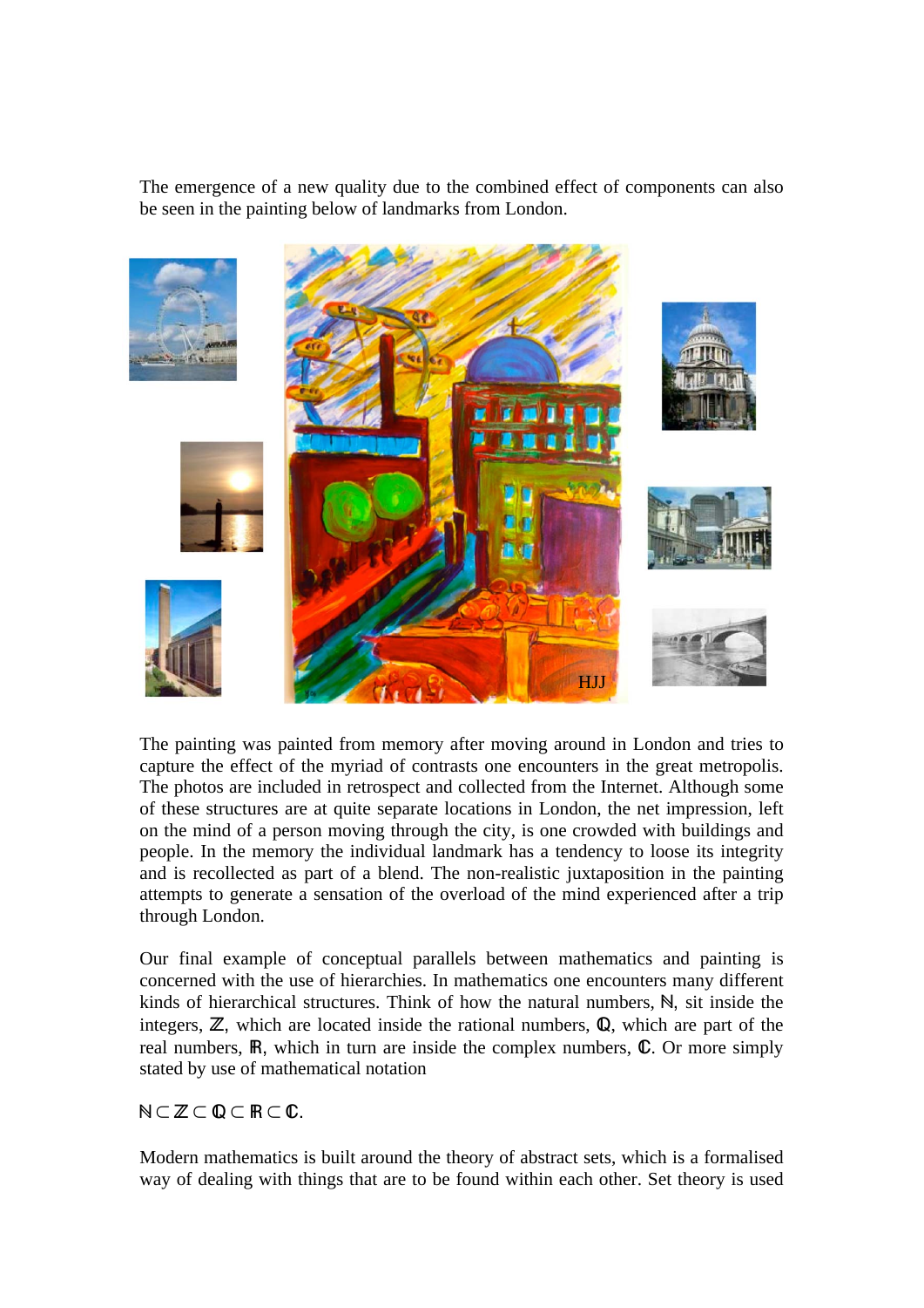The emergence of a new quality due to the combined effect of components can also be seen in the painting below of landmarks from London.

The painting was painted from memory after moving around in London and tries to capture the effect of the myriad of contrasts one encounters in the great metropolis. The photos are included in retrospect and collected from the Internet. Although some of these structures are at quite separate locations in London, the net impression, left on the mind of a person moving through the city, is one crowded with buildings and people. In the memory the individual landmark has a tendency to loose its integrity and is recollected as part of a blend. The non-realistic juxtaposition in the painting attempts to generate a sensation of the overload of the mind experienced after a trip through London.

Our final example of conceptual parallels between mathematics and painting is concerned with the use of hierarchies. In mathematics one encounters many different kinds of hierarchical structures. Think of how the natural numbers, $\mathbb{N}$, sit inside the integers, $\mathbb{Z}$, which are located inside the rational numbers, $\mathbb{Q}$, which are part of the real numbers, $\mathbb{R}$, which in turn are inside the complex numbers, $\mathbb{C}$. Or more simply stated by use of mathematical notation

$\mathbb{N} \subset \mathbb{Z} \subset \mathbb{Q} \subset \mathbb{R} \subset \mathbb{C}$.

Modern mathematics is built around the theory of abstract sets, which is a formalised way of dealing with things that are to be found within each other. Set theory is used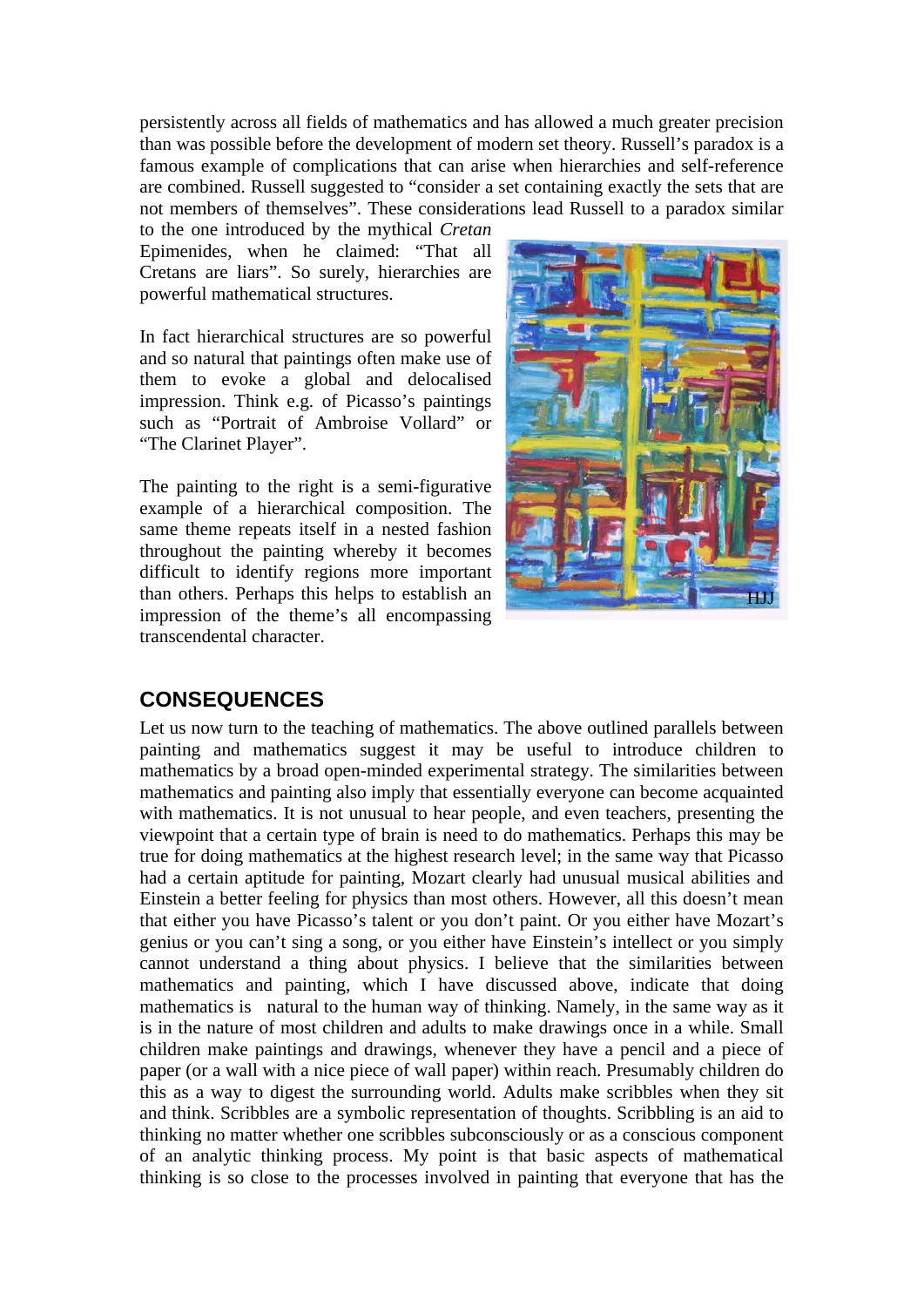persistently across all fields of mathematics and has allowed a much greater precision than was possible before the development of modern set theory. Russell's paradox is a famous example of complications that can arise when hierarchies and self-reference are combined. Russell suggested to "consider a set containing exactly the sets that are not members of themselves". These considerations lead Russell to a paradox similar to the one introduced by the mythical *Cretan* Epimenides, when he claimed: "That all Cretans are liars". So surely, hierarchies are powerful mathematical structures.

In fact hierarchical structures are so powerful and so natural that paintings often make use of them to evoke a global and delocalised impression. Think e.g. of Picasso's paintings such as "Portrait of Ambroise Vollard" or "The Clarinet Player".

The painting to the right is a semi-figurative example of a hierarchical composition. The same theme repeats itself in a nested fashion throughout the painting whereby it becomes difficult to identify regions more important than others. Perhaps this helps to establish an impression of the theme's all encompassing transcendental character.

HJJ

## CONSEQUENCES

Let us now turn to the teaching of mathematics. The above outlined parallels between painting and mathematics suggest it may be useful to introduce children to mathematics by a broad open-minded experimental strategy. The similarities between mathematics and painting also imply that essentially everyone can become acquainted with mathematics. It is not unusual to hear people, and even teachers, presenting the viewpoint that a certain type of brain is need to do mathematics. Perhaps this may be true for doing mathematics at the highest research level; in the same way that Picasso had a certain aptitude for painting, Mozart clearly had unusual musical abilities and Einstein a better feeling for physics than most others. However, all this doesn't mean that either you have Picasso's talent or you don't paint. Or you either have Mozart's genius or you can't sing a song, or you either have Einstein's intellect or you simply cannot understand a thing about physics. I believe that the similarities between mathematics and painting, which I have discussed above, indicate that doing mathematics is natural to the human way of thinking. Namely, in the same way as it is in the nature of most children and adults to make drawings once in a while. Small children make paintings and drawings, whenever they have a pencil and a piece of paper (or a wall with a nice piece of wall paper) within reach. Presumably children do this as a way to digest the surrounding world. Adults make scribbles when they sit and think. Scribbles are a symbolic representation of thoughts. Scribbling is an aid to thinking no matter whether one scribbles subconsciously or as a conscious component of an analytic thinking process. My point is that basic aspects of mathematical thinking is so close to the processes involved in painting that everyone that has the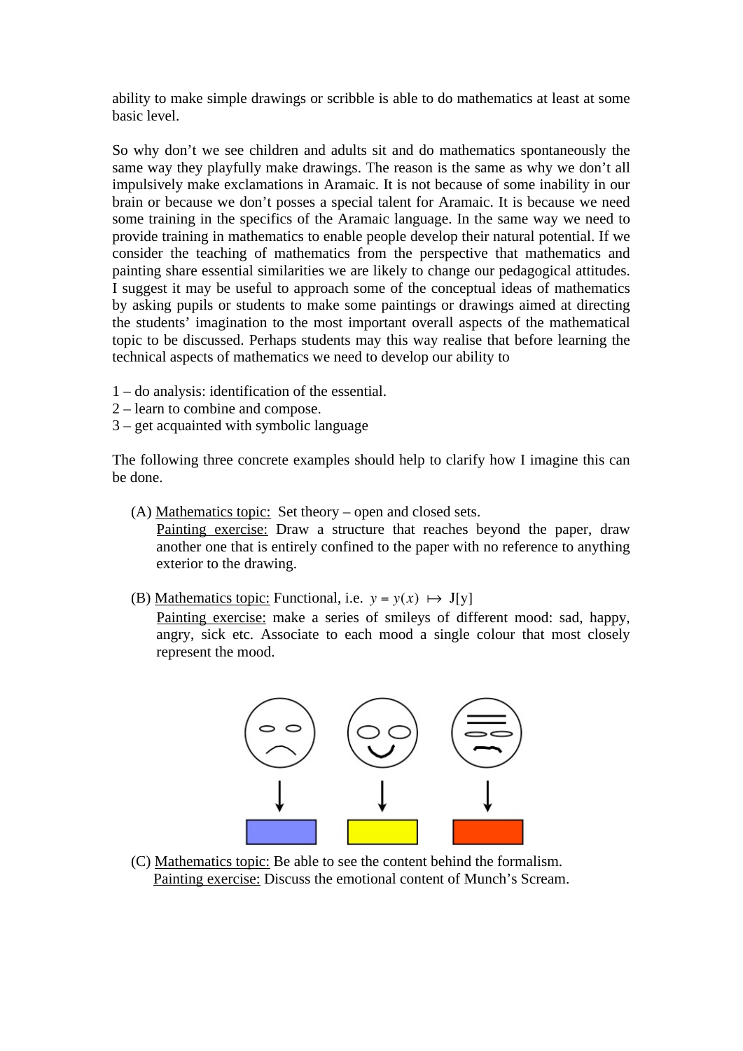ability to make simple drawings or scribble is able to do mathematics at least at some basic level.

So why don't we see children and adults sit and do mathematics spontaneously the same way they playfully make drawings. The reason is the same as why we don't all impulsively make exclamations in Aramaic. It is not because of some inability in our brain or because we don't posses a special talent for Aramaic. It is because we need some training in the specifics of the Aramaic language. In the same way we need to provide training in mathematics to enable people develop their natural potential. If we consider the teaching of mathematics from the perspective that mathematics and painting share essential similarities we are likely to change our pedagogical attitudes. I suggest it may be useful to approach some of the conceptual ideas of mathematics by asking pupils or students to make some paintings or drawings aimed at directing the students' imagination to the most important overall aspects of the mathematical topic to be discussed. Perhaps students may this way realise that before learning the technical aspects of mathematics we need to develop our ability to

1 – do analysis: identification of the essential.
2 – learn to combine and compose.
3 – get acquainted with symbolic language

The following three concrete examples should help to clarify how I imagine this can be done.

(A) <u>Mathematics topic:</u> Set theory – open and closed sets.
<u>Painting exercise:</u> Draw a structure that reaches beyond the paper, draw another one that is entirely confined to the paper with no reference to anything exterior to the drawing.

(B) <u>Mathematics topic:</u> Functional, i.e. $y = y(x) \mapsto J[y]$
<u>Painting exercise:</u> make a series of smileys of different mood: sad, happy, angry, sick etc. Associate to each mood a single colour that most closely represent the mood.

(C) <u>Mathematics topic:</u> Be able to see the content behind the formalism.
<u>Painting exercise:</u> Discuss the emotional content of Munch's Scream.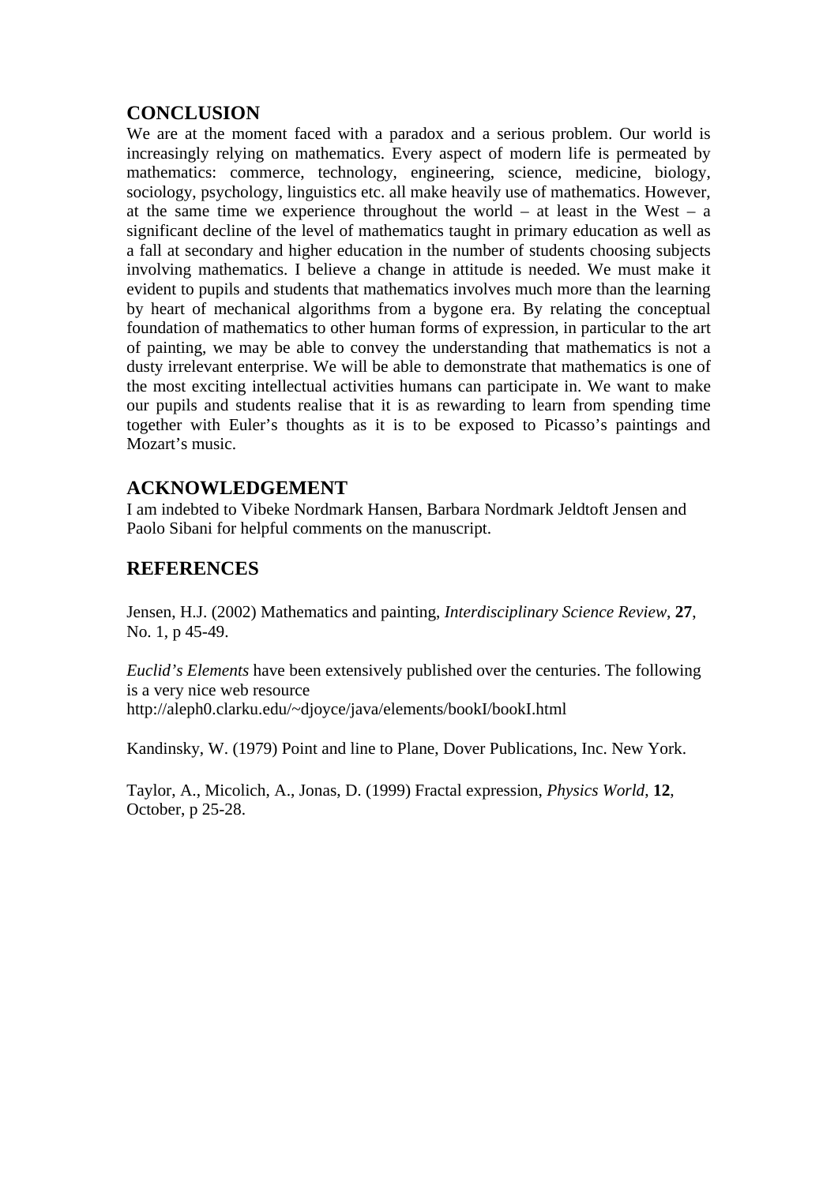## CONCLUSION

We are at the moment faced with a paradox and a serious problem. Our world is increasingly relying on mathematics. Every aspect of modern life is permeated by mathematics: commerce, technology, engineering, science, medicine, biology, sociology, psychology, linguistics etc. all make heavily use of mathematics. However, at the same time we experience throughout the world – at least in the West – a significant decline of the level of mathematics taught in primary education as well as a fall at secondary and higher education in the number of students choosing subjects involving mathematics. I believe a change in attitude is needed. We must make it evident to pupils and students that mathematics involves much more than the learning by heart of mechanical algorithms from a bygone era. By relating the conceptual foundation of mathematics to other human forms of expression, in particular to the art of painting, we may be able to convey the understanding that mathematics is not a dusty irrelevant enterprise. We will be able to demonstrate that mathematics is one of the most exciting intellectual activities humans can participate in. We want to make our pupils and students realise that it is as rewarding to learn from spending time together with Euler's thoughts as it is to be exposed to Picasso's paintings and Mozart's music.

## ACKNOWLEDGEMENT

I am indebted to Vibeke Nordmark Hansen, Barbara Nordmark Jeldtoft Jensen and Paolo Sibani for helpful comments on the manuscript.

## REFERENCES

Jensen, H.J. (2002) Mathematics and painting, *Interdisciplinary Science Review*, **27**, No. 1, p 45-49.

*Euclid's Elements* have been extensively published over the centuries. The following is a very nice web resource
http://aleph0.clarku.edu/~djoyce/java/elements/bookI/bookI.html

Kandinsky, W. (1979) Point and line to Plane, Dover Publications, Inc. New York.

Taylor, A., Micolich, A., Jonas, D. (1999) Fractal expression, *Physics World*, **12**, October, p 25-28.